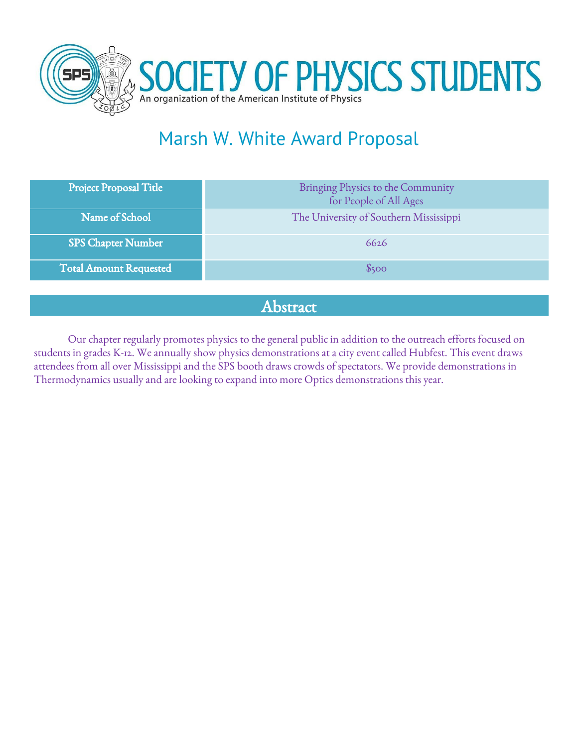# SOCIETY OF PHYSICS STUDENTS

An organization of the American Institute of Physics

## Marsh W. White Award Proposal

| Project Proposal Title | Bringing Physics to the Community for People of All Ages |
|---|---|
| Name of School | The University of Southern Mississippi |
| SPS Chapter Number | 6626 |
| Total Amount Requested | $500 |

## Abstract

Our chapter regularly promotes physics to the general public in addition to the outreach efforts focused on students in grades K-12. We annually show physics demonstrations at a city event called Hubfest. This event draws attendees from all over Mississippi and the SPS booth draws crowds of spectators. We provide demonstrations in Thermodynamics usually and are looking to expand into more Optics demonstrations this year.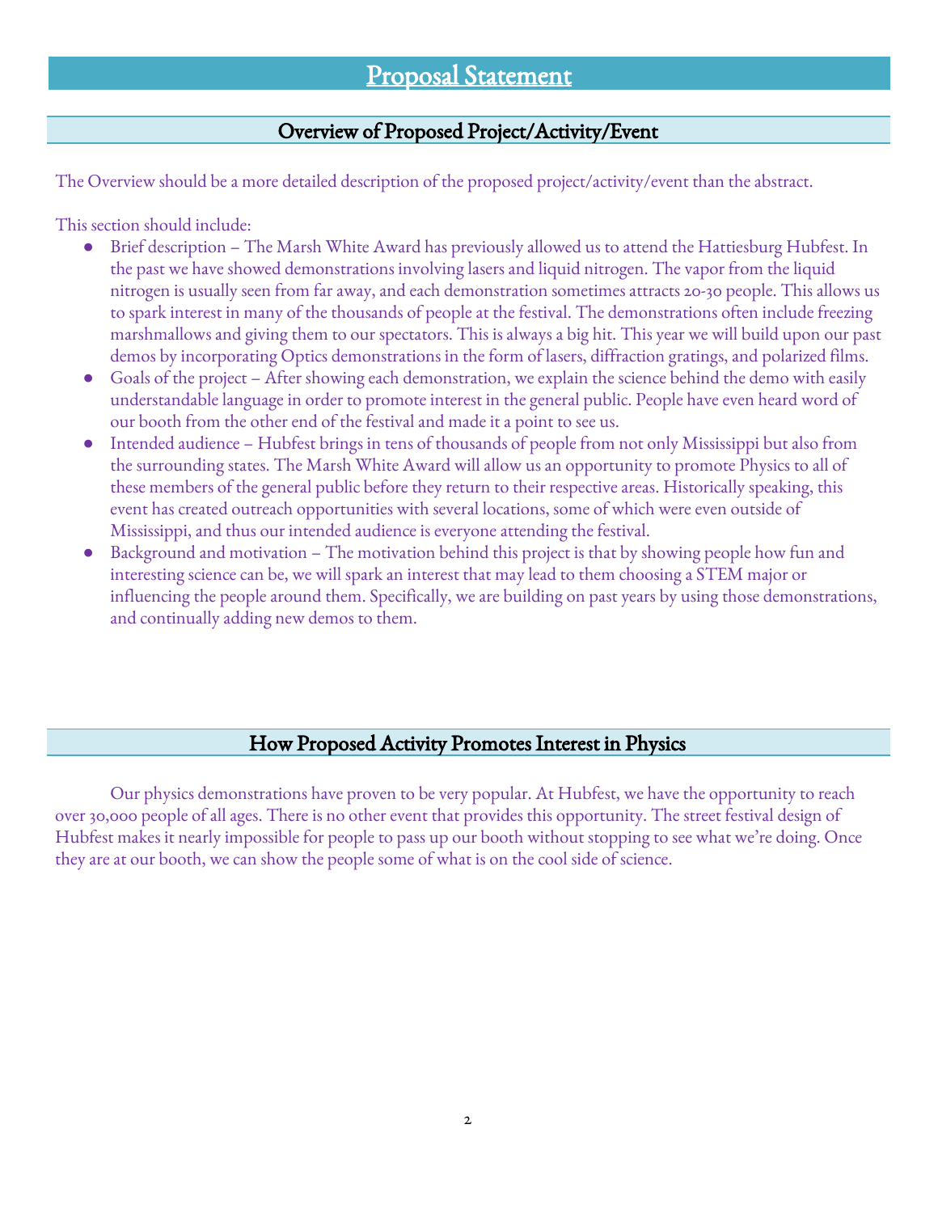# Proposal Statement

## Overview of Proposed Project/Activity/Event

The Overview should be a more detailed description of the proposed project/activity/event than the abstract.

This section should include:

- Brief description – The Marsh White Award has previously allowed us to attend the Hattiesburg Hubfest. In the past we have showed demonstrations involving lasers and liquid nitrogen. The vapor from the liquid nitrogen is usually seen from far away, and each demonstration sometimes attracts 20-30 people. This allows us to spark interest in many of the thousands of people at the festival. The demonstrations often include freezing marshmallows and giving them to our spectators. This is always a big hit. This year we will build upon our past demos by incorporating Optics demonstrations in the form of lasers, diffraction gratings, and polarized films.
- Goals of the project – After showing each demonstration, we explain the science behind the demo with easily understandable language in order to promote interest in the general public. People have even heard word of our booth from the other end of the festival and made it a point to see us.
- Intended audience – Hubfest brings in tens of thousands of people from not only Mississippi but also from the surrounding states. The Marsh White Award will allow us an opportunity to promote Physics to all of these members of the general public before they return to their respective areas. Historically speaking, this event has created outreach opportunities with several locations, some of which were even outside of Mississippi, and thus our intended audience is everyone attending the festival.
- Background and motivation – The motivation behind this project is that by showing people how fun and interesting science can be, we will spark an interest that may lead to them choosing a STEM major or influencing the people around them. Specifically, we are building on past years by using those demonstrations, and continually adding new demos to them.

## How Proposed Activity Promotes Interest in Physics

Our physics demonstrations have proven to be very popular. At Hubfest, we have the opportunity to reach over 30,000 people of all ages. There is no other event that provides this opportunity. The street festival design of Hubfest makes it nearly impossible for people to pass up our booth without stopping to see what we're doing. Once they are at our booth, we can show the people some of what is on the cool side of science.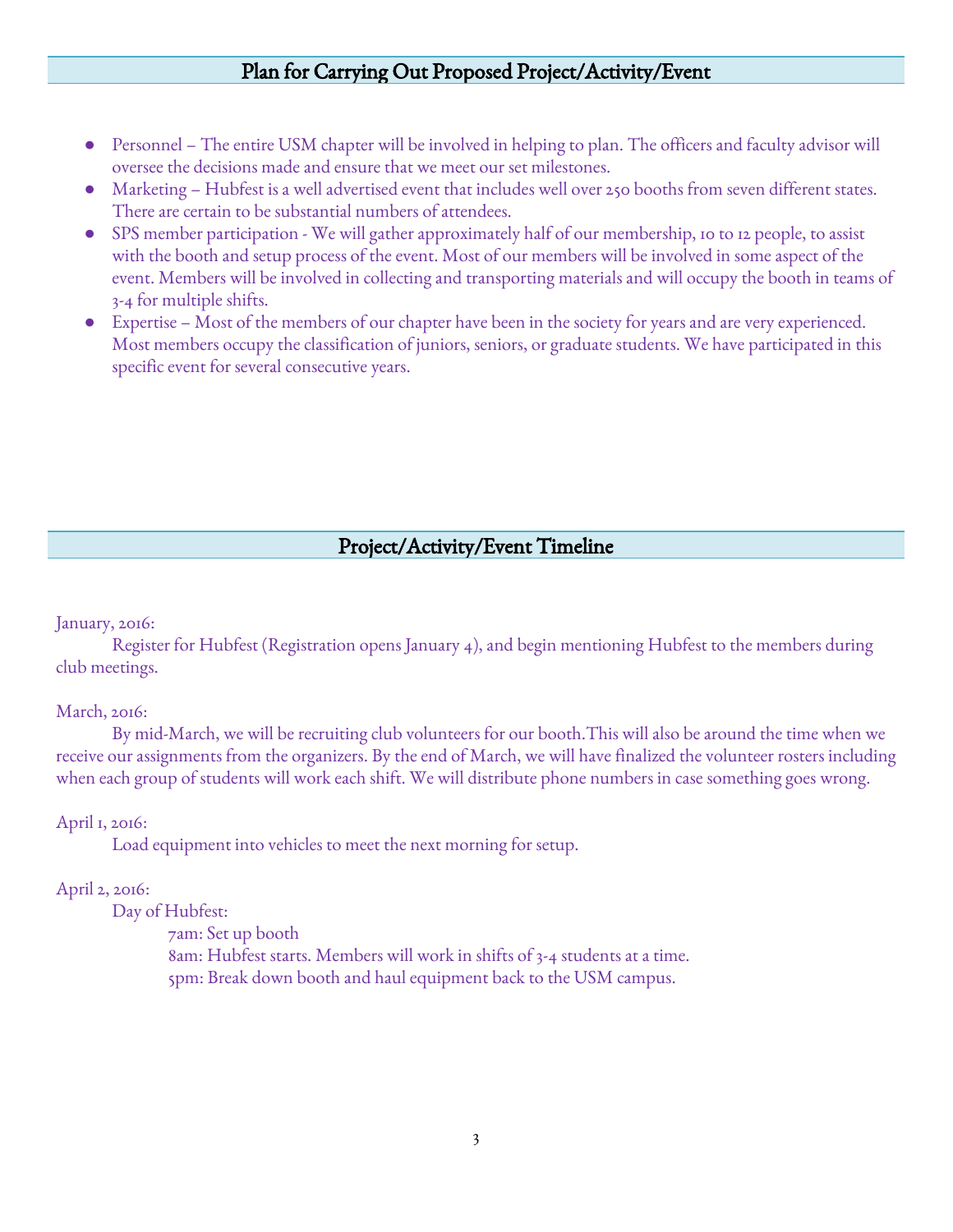## Plan for Carrying Out Proposed Project/Activity/Event

- Personnel – The entire USM chapter will be involved in helping to plan. The officers and faculty advisor will oversee the decisions made and ensure that we meet our set milestones.
- Marketing – Hubfest is a well advertised event that includes well over 250 booths from seven different states. There are certain to be substantial numbers of attendees.
- SPS member participation - We will gather approximately half of our membership, 10 to 12 people, to assist with the booth and setup process of the event. Most of our members will be involved in some aspect of the event. Members will be involved in collecting and transporting materials and will occupy the booth in teams of 3-4 for multiple shifts.
- Expertise – Most of the members of our chapter have been in the society for years and are very experienced. Most members occupy the classification of juniors, seniors, or graduate students. We have participated in this specific event for several consecutive years.

## Project/Activity/Event Timeline

January, 2016:

Register for Hubfest (Registration opens January 4), and begin mentioning Hubfest to the members during club meetings.

March, 2016:

By mid-March, we will be recruiting club volunteers for our booth.This will also be around the time when we receive our assignments from the organizers. By the end of March, we will have finalized the volunteer rosters including when each group of students will work each shift. We will distribute phone numbers in case something goes wrong.

April 1, 2016:

Load equipment into vehicles to meet the next morning for setup.

April 2, 2016:

Day of Hubfest:

7am: Set up booth
8am: Hubfest starts. Members will work in shifts of 3-4 students at a time.
5pm: Break down booth and haul equipment back to the USM campus.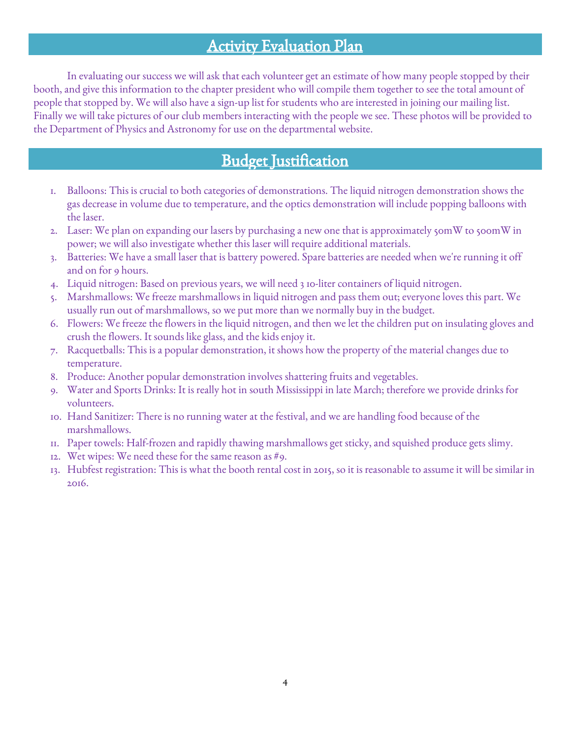## Activity Evaluation Plan

In evaluating our success we will ask that each volunteer get an estimate of how many people stopped by their booth, and give this information to the chapter president who will compile them together to see the total amount of people that stopped by. We will also have a sign-up list for students who are interested in joining our mailing list. Finally we will take pictures of our club members interacting with the people we see. These photos will be provided to the Department of Physics and Astronomy for use on the departmental website.

## Budget Justification

1. Balloons: This is crucial to both categories of demonstrations. The liquid nitrogen demonstration shows the gas decrease in volume due to temperature, and the optics demonstration will include popping balloons with the laser.
2. Laser: We plan on expanding our lasers by purchasing a new one that is approximately 50mW to 500mW in power; we will also investigate whether this laser will require additional materials.
3. Batteries: We have a small laser that is battery powered. Spare batteries are needed when we're running it off and on for 9 hours.
4. Liquid nitrogen: Based on previous years, we will need 3 10-liter containers of liquid nitrogen.
5. Marshmallows: We freeze marshmallows in liquid nitrogen and pass them out; everyone loves this part. We usually run out of marshmallows, so we put more than we normally buy in the budget.
6. Flowers: We freeze the flowers in the liquid nitrogen, and then we let the children put on insulating gloves and crush the flowers. It sounds like glass, and the kids enjoy it.
7. Racquetballs: This is a popular demonstration, it shows how the property of the material changes due to temperature.
8. Produce: Another popular demonstration involves shattering fruits and vegetables.
9. Water and Sports Drinks: It is really hot in south Mississippi in late March; therefore we provide drinks for volunteers.
10. Hand Sanitizer: There is no running water at the festival, and we are handling food because of the marshmallows.
11. Paper towels: Half-frozen and rapidly thawing marshmallows get sticky, and squished produce gets slimy.
12. Wet wipes: We need these for the same reason as #9.
13. Hubfest registration: This is what the booth rental cost in 2015, so it is reasonable to assume it will be similar in 2016.